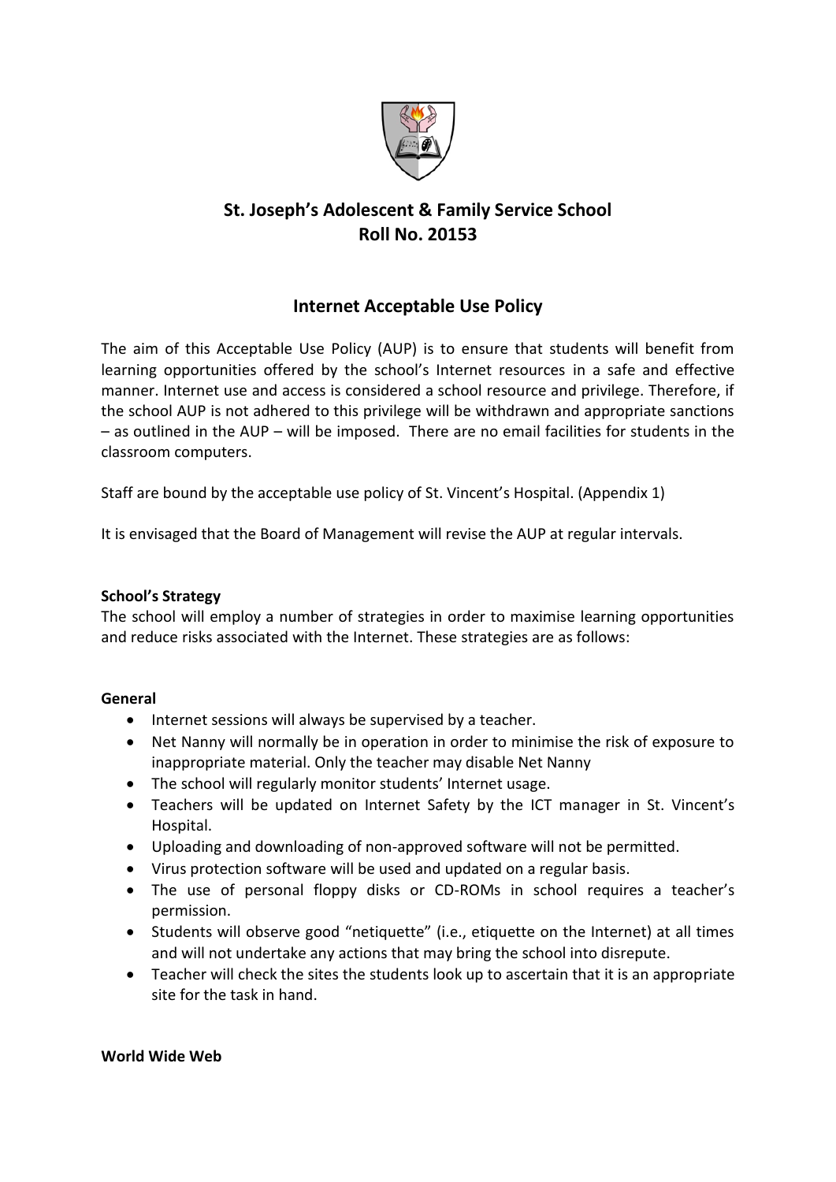# St. Joseph's Adolescent & Family Service School
# Roll No. 20153

## Internet Acceptable Use Policy

The aim of this Acceptable Use Policy (AUP) is to ensure that students will benefit from learning opportunities offered by the school's Internet resources in a safe and effective manner. Internet use and access is considered a school resource and privilege. Therefore, if the school AUP is not adhered to this privilege will be withdrawn and appropriate sanctions – as outlined in the AUP – will be imposed. There are no email facilities for students in the classroom computers.

Staff are bound by the acceptable use policy of St. Vincent's Hospital. (Appendix 1)

It is envisaged that the Board of Management will revise the AUP at regular intervals.

**School's Strategy**

The school will employ a number of strategies in order to maximise learning opportunities and reduce risks associated with the Internet. These strategies are as follows:

**General**

- Internet sessions will always be supervised by a teacher.
- Net Nanny will normally be in operation in order to minimise the risk of exposure to inappropriate material. Only the teacher may disable Net Nanny
- The school will regularly monitor students' Internet usage.
- Teachers will be updated on Internet Safety by the ICT manager in St. Vincent's Hospital.
- Uploading and downloading of non-approved software will not be permitted.
- Virus protection software will be used and updated on a regular basis.
- The use of personal floppy disks or CD-ROMs in school requires a teacher's permission.
- Students will observe good "netiquette" (i.e., etiquette on the Internet) at all times and will not undertake any actions that may bring the school into disrepute.
- Teacher will check the sites the students look up to ascertain that it is an appropriate site for the task in hand.

**World Wide Web**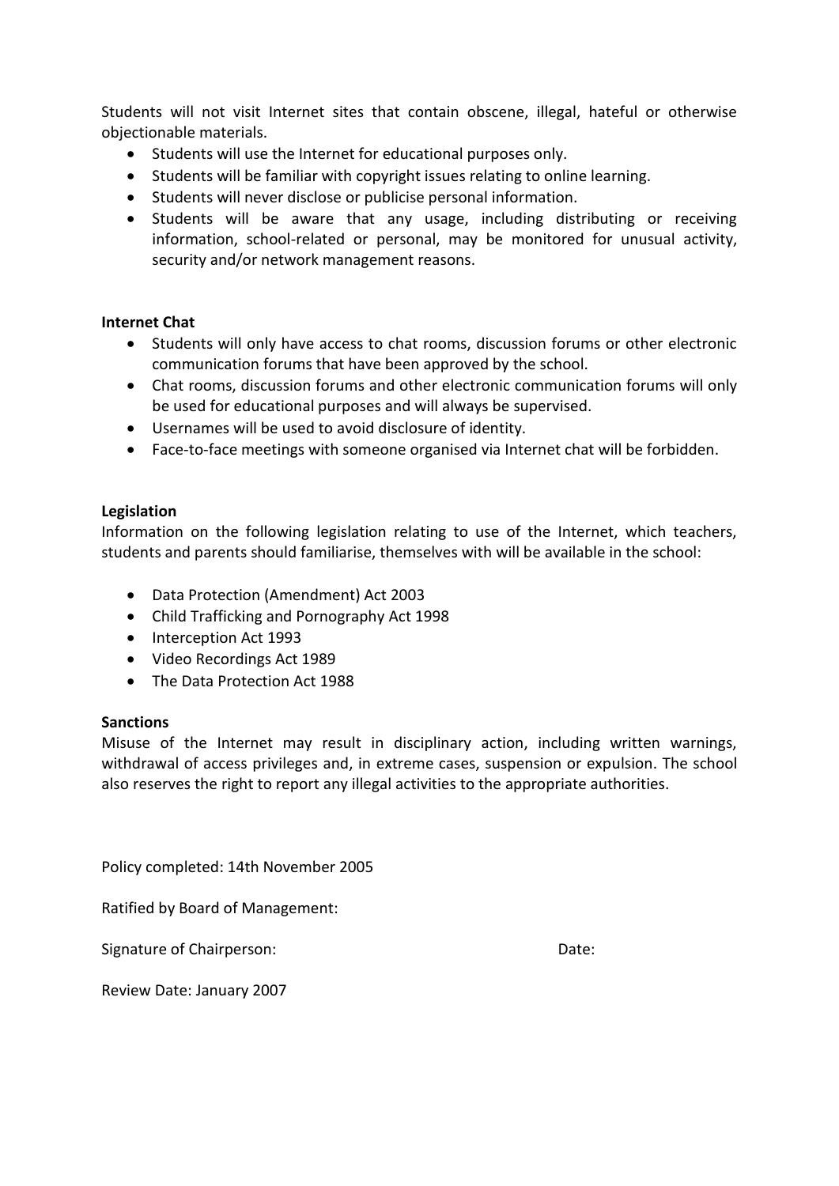Students will not visit Internet sites that contain obscene, illegal, hateful or otherwise objectionable materials.

- Students will use the Internet for educational purposes only.
- Students will be familiar with copyright issues relating to online learning.
- Students will never disclose or publicise personal information.
- Students will be aware that any usage, including distributing or receiving information, school-related or personal, may be monitored for unusual activity, security and/or network management reasons.

**Internet Chat**

- Students will only have access to chat rooms, discussion forums or other electronic communication forums that have been approved by the school.
- Chat rooms, discussion forums and other electronic communication forums will only be used for educational purposes and will always be supervised.
- Usernames will be used to avoid disclosure of identity.
- Face-to-face meetings with someone organised via Internet chat will be forbidden.

**Legislation**

Information on the following legislation relating to use of the Internet, which teachers, students and parents should familiarise, themselves with will be available in the school:

- Data Protection (Amendment) Act 2003
- Child Trafficking and Pornography Act 1998
- Interception Act 1993
- Video Recordings Act 1989
- The Data Protection Act 1988

**Sanctions**

Misuse of the Internet may result in disciplinary action, including written warnings, withdrawal of access privileges and, in extreme cases, suspension or expulsion. The school also reserves the right to report any illegal activities to the appropriate authorities.

Policy completed: 14th November 2005

Ratified by Board of Management:

Signature of Chairperson: Date:

Review Date: January 2007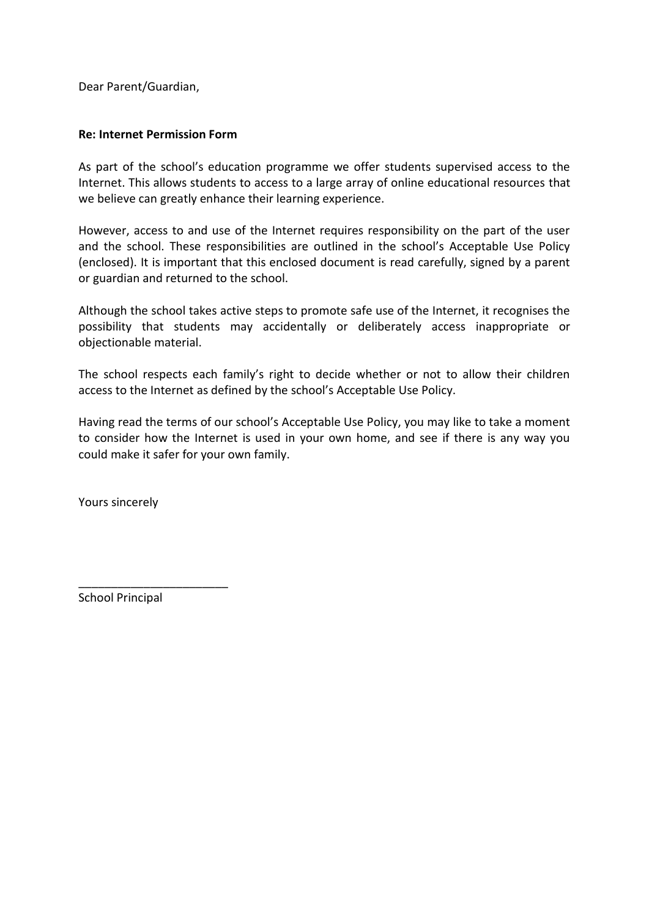Dear Parent/Guardian,

**Re: Internet Permission Form**

As part of the school's education programme we offer students supervised access to the Internet. This allows students to access to a large array of online educational resources that we believe can greatly enhance their learning experience.

However, access to and use of the Internet requires responsibility on the part of the user and the school. These responsibilities are outlined in the school's Acceptable Use Policy (enclosed). It is important that this enclosed document is read carefully, signed by a parent or guardian and returned to the school.

Although the school takes active steps to promote safe use of the Internet, it recognises the possibility that students may accidentally or deliberately access inappropriate or objectionable material.

The school respects each family's right to decide whether or not to allow their children access to the Internet as defined by the school's Acceptable Use Policy.

Having read the terms of our school's Acceptable Use Policy, you may like to take a moment to consider how the Internet is used in your own home, and see if there is any way you could make it safer for your own family.

Yours sincerely

_______________________

School Principal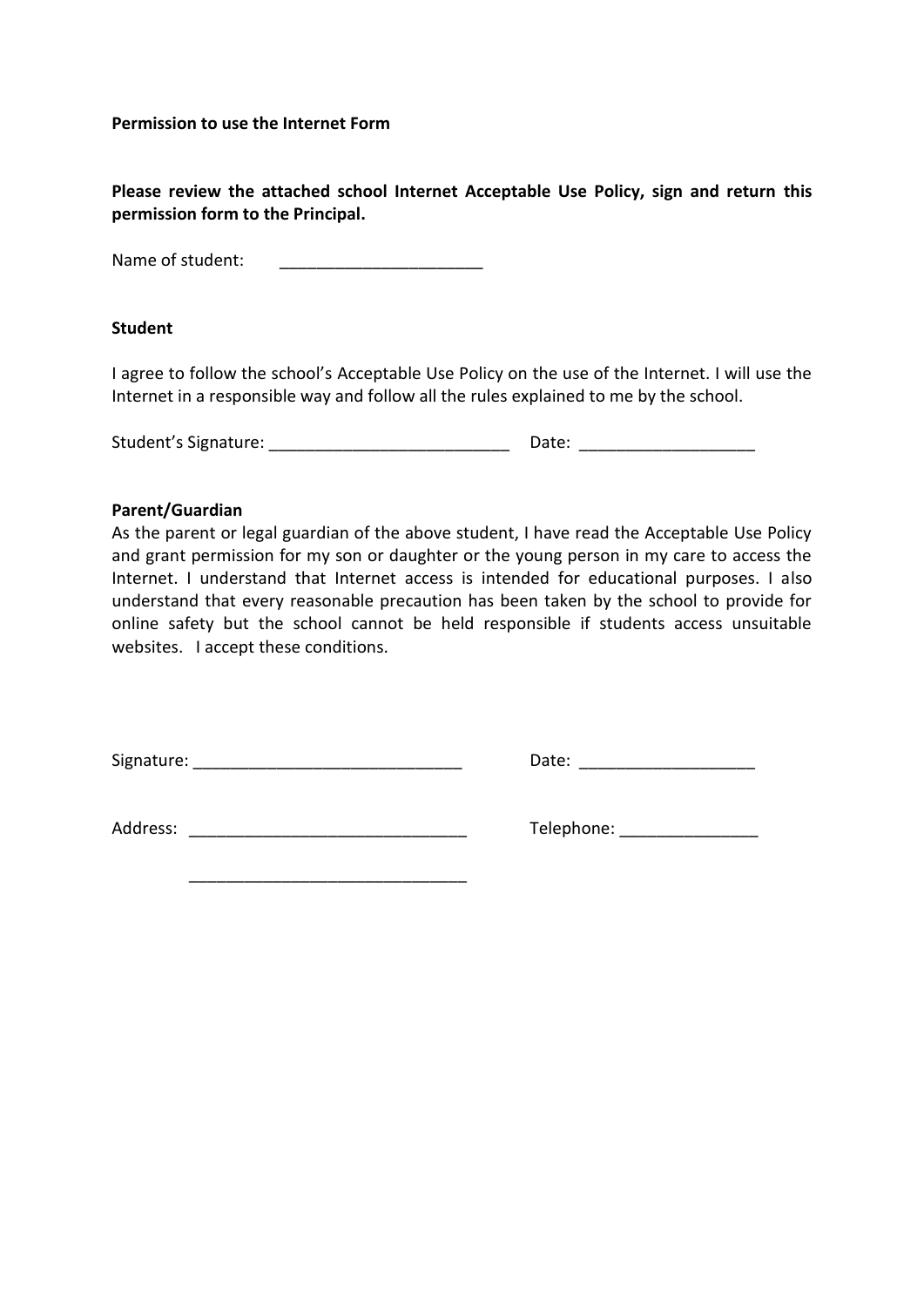**Permission to use the Internet Form**

**Please review the attached school Internet Acceptable Use Policy, sign and return this permission form to the Principal.**

Name of student: ______________________

**Student**

I agree to follow the school's Acceptable Use Policy on the use of the Internet. I will use the Internet in a responsible way and follow all the rules explained to me by the school.

Student's Signature: __________________________ Date: ___________________

**Parent/Guardian**

As the parent or legal guardian of the above student, I have read the Acceptable Use Policy and grant permission for my son or daughter or the young person in my care to access the Internet. I understand that Internet access is intended for educational purposes. I also understand that every reasonable precaution has been taken by the school to provide for online safety but the school cannot be held responsible if students access unsuitable websites. I accept these conditions.

Signature: _____________________________ Date: ___________________

Address: ______________________________ Telephone: _______________

______________________________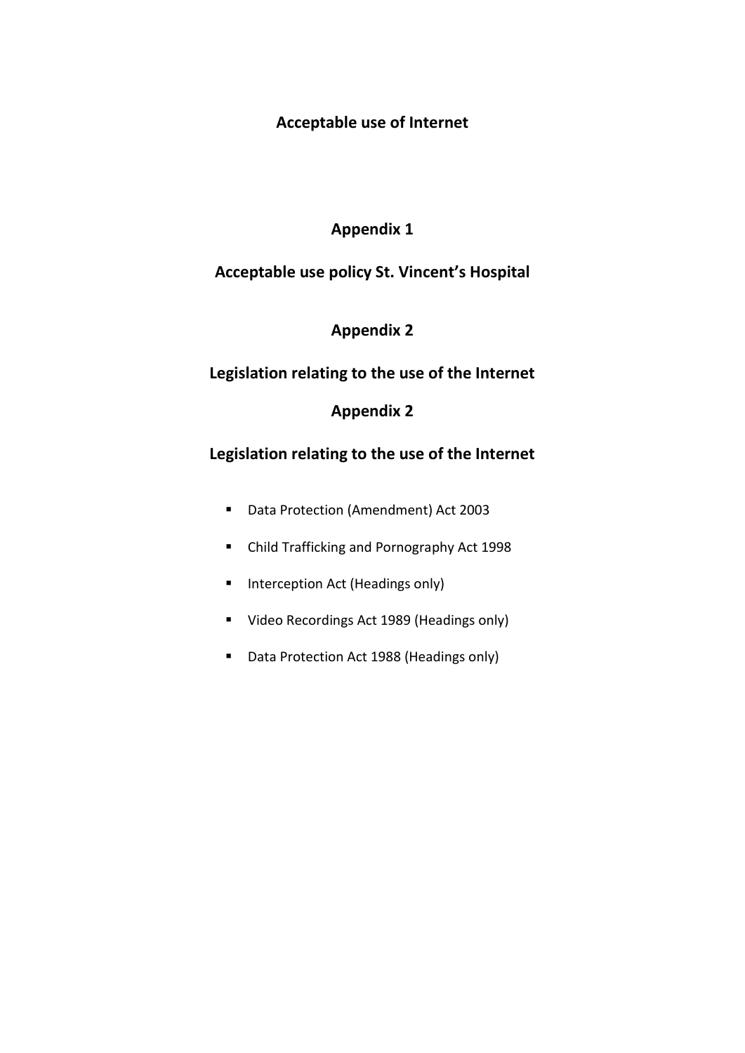## Acceptable use of Internet

## Appendix 1

## Acceptable use policy St. Vincent's Hospital

## Appendix 2

## Legislation relating to the use of the Internet

## Appendix 2

## Legislation relating to the use of the Internet

- Data Protection (Amendment) Act 2003
- Child Trafficking and Pornography Act 1998
- Interception Act (Headings only)
- Video Recordings Act 1989 (Headings only)
- Data Protection Act 1988 (Headings only)